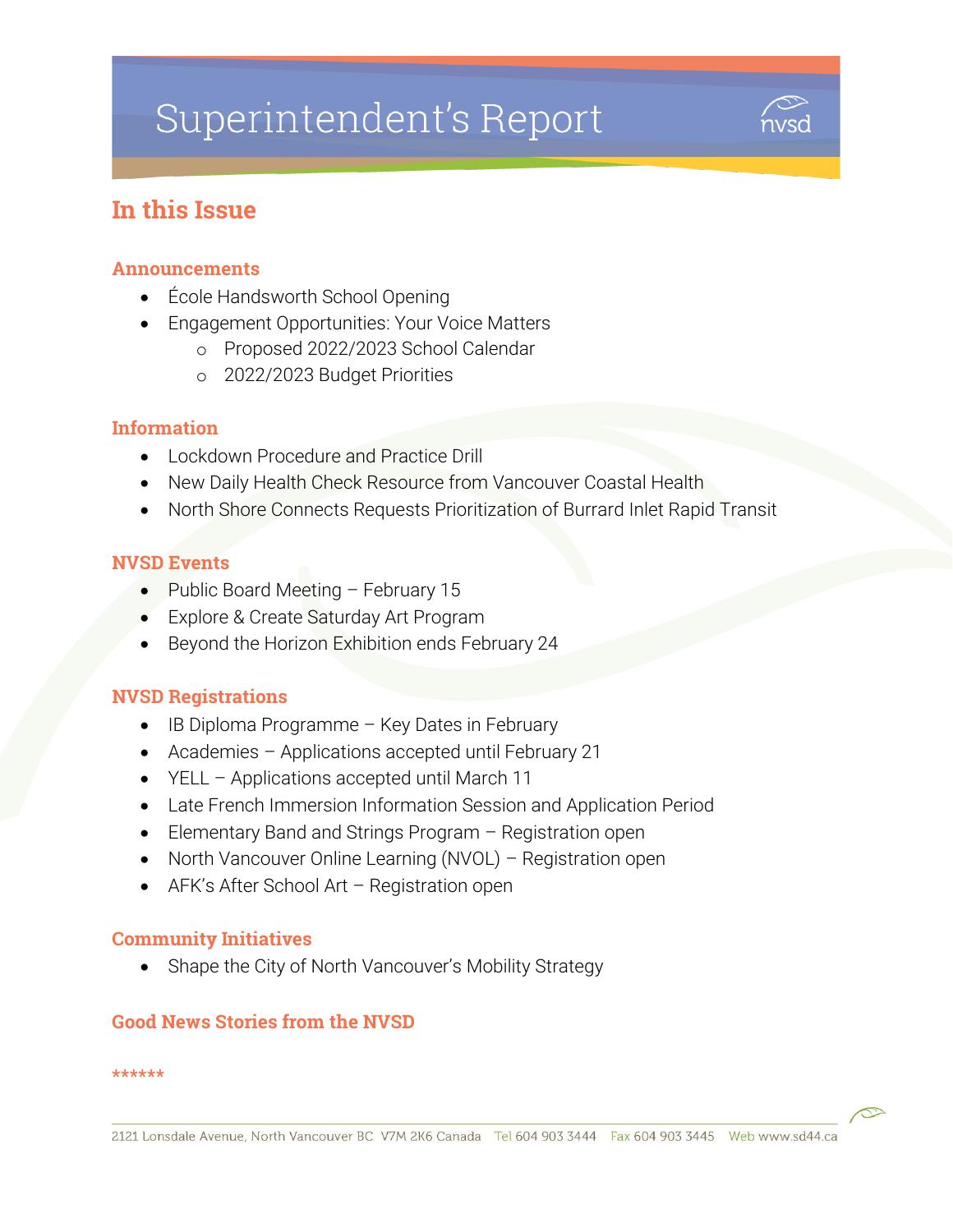# Superintendent's Report

## In this Issue

### Announcements

- École Handsworth School Opening
- Engagement Opportunities: Your Voice Matters
  - Proposed 2022/2023 School Calendar
  - 2022/2023 Budget Priorities

### Information

- Lockdown Procedure and Practice Drill
- New Daily Health Check Resource from Vancouver Coastal Health
- North Shore Connects Requests Prioritization of Burrard Inlet Rapid Transit

### NVSD Events

- Public Board Meeting – February 15
- Explore & Create Saturday Art Program
- Beyond the Horizon Exhibition ends February 24

### NVSD Registrations

- IB Diploma Programme – Key Dates in February
- Academies – Applications accepted until February 21
- YELL – Applications accepted until March 11
- Late French Immersion Information Session and Application Period
- Elementary Band and Strings Program – Registration open
- North Vancouver Online Learning (NVOL) – Registration open
- AFK's After School Art – Registration open

### Community Initiatives

- Shape the City of North Vancouver's Mobility Strategy

### Good News Stories from the NVSD

******

2121 Lonsdale Avenue, North Vancouver BC V7M 2K6 Canada Tel 604 903 3444 Fax 604 903 3445 Web www.sd44.ca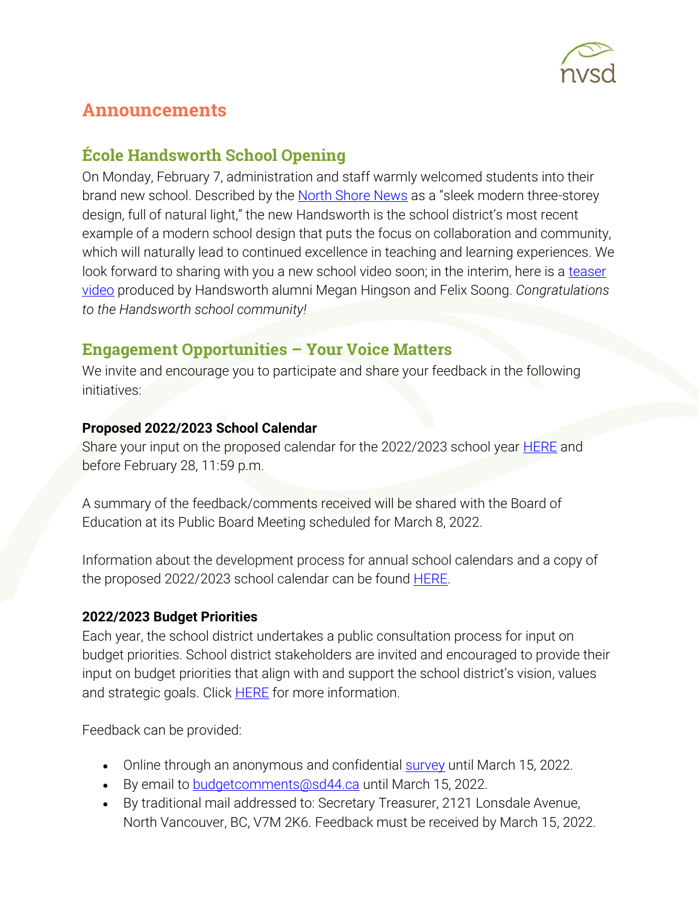# Announcements

## École Handsworth School Opening

On Monday, February 7, administration and staff warmly welcomed students into their brand new school. Described by the North Shore News as a "sleek modern three-storey design, full of natural light," the new Handsworth is the school district's most recent example of a modern school design that puts the focus on collaboration and community, which will naturally lead to continued excellence in teaching and learning experiences. We look forward to sharing with you a new school video soon; in the interim, here is a teaser video produced by Handsworth alumni Megan Hingson and Felix Soong. *Congratulations to the Handsworth school community!*

## Engagement Opportunities – Your Voice Matters

We invite and encourage you to participate and share your feedback in the following initiatives:

### Proposed 2022/2023 School Calendar

Share your input on the proposed calendar for the 2022/2023 school year HERE and before February 28, 11:59 p.m.

A summary of the feedback/comments received will be shared with the Board of Education at its Public Board Meeting scheduled for March 8, 2022.

Information about the development process for annual school calendars and a copy of the proposed 2022/2023 school calendar can be found HERE.

### 2022/2023 Budget Priorities

Each year, the school district undertakes a public consultation process for input on budget priorities. School district stakeholders are invited and encouraged to provide their input on budget priorities that align with and support the school district's vision, values and strategic goals. Click HERE for more information.

Feedback can be provided:

- Online through an anonymous and confidential survey until March 15, 2022.
- By email to budgetcomments@sd44.ca until March 15, 2022.
- By traditional mail addressed to: Secretary Treasurer, 2121 Lonsdale Avenue, North Vancouver, BC, V7M 2K6. Feedback must be received by March 15, 2022.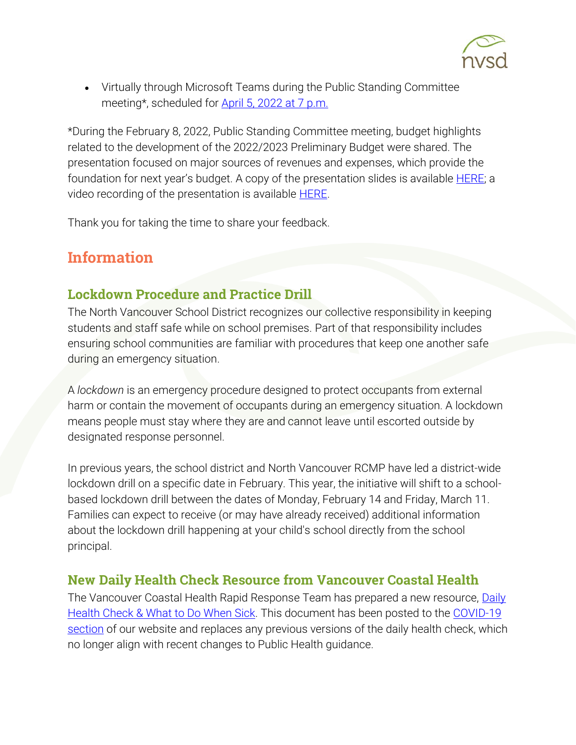- Virtually through Microsoft Teams during the Public Standing Committee meeting*, scheduled for April 5, 2022 at 7 p.m.

*During the February 8, 2022, Public Standing Committee meeting, budget highlights related to the development of the 2022/2023 Preliminary Budget were shared. The presentation focused on major sources of revenues and expenses, which provide the foundation for next year's budget. A copy of the presentation slides is available HERE; a video recording of the presentation is available HERE.

Thank you for taking the time to share your feedback.

## Information

### Lockdown Procedure and Practice Drill

The North Vancouver School District recognizes our collective responsibility in keeping students and staff safe while on school premises. Part of that responsibility includes ensuring school communities are familiar with procedures that keep one another safe during an emergency situation.

A *lockdown* is an emergency procedure designed to protect occupants from external harm or contain the movement of occupants during an emergency situation. A lockdown means people must stay where they are and cannot leave until escorted outside by designated response personnel.

In previous years, the school district and North Vancouver RCMP have led a district-wide lockdown drill on a specific date in February. This year, the initiative will shift to a school-based lockdown drill between the dates of Monday, February 14 and Friday, March 11. Families can expect to receive (or may have already received) additional information about the lockdown drill happening at your child's school directly from the school principal.

### New Daily Health Check Resource from Vancouver Coastal Health

The Vancouver Coastal Health Rapid Response Team has prepared a new resource, Daily Health Check & What to Do When Sick. This document has been posted to the COVID-19 section of our website and replaces any previous versions of the daily health check, which no longer align with recent changes to Public Health guidance.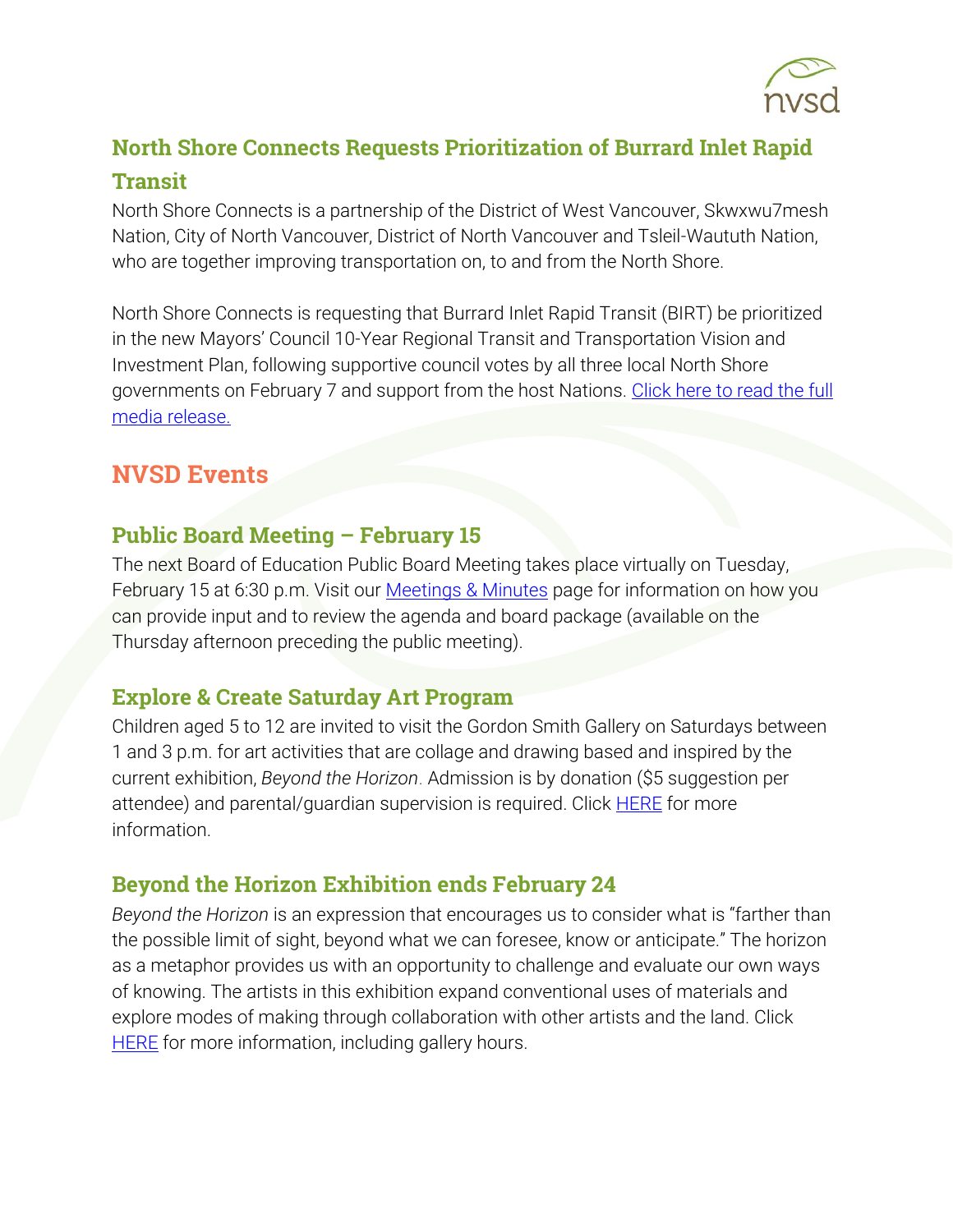## North Shore Connects Requests Prioritization of Burrard Inlet Rapid Transit

North Shore Connects is a partnership of the District of West Vancouver, Skwxwu7mesh Nation, City of North Vancouver, District of North Vancouver and Tsleil-Waututh Nation, who are together improving transportation on, to and from the North Shore.

North Shore Connects is requesting that Burrard Inlet Rapid Transit (BIRT) be prioritized in the new Mayors' Council 10-Year Regional Transit and Transportation Vision and Investment Plan, following supportive council votes by all three local North Shore governments on February 7 and support from the host Nations. Click here to read the full media release.

## NVSD Events

### Public Board Meeting – February 15

The next Board of Education Public Board Meeting takes place virtually on Tuesday, February 15 at 6:30 p.m. Visit our Meetings & Minutes page for information on how you can provide input and to review the agenda and board package (available on the Thursday afternoon preceding the public meeting).

### Explore & Create Saturday Art Program

Children aged 5 to 12 are invited to visit the Gordon Smith Gallery on Saturdays between 1 and 3 p.m. for art activities that are collage and drawing based and inspired by the current exhibition, *Beyond the Horizon*. Admission is by donation ($5 suggestion per attendee) and parental/guardian supervision is required. Click HERE for more information.

### Beyond the Horizon Exhibition ends February 24

*Beyond the Horizon* is an expression that encourages us to consider what is "farther than the possible limit of sight, beyond what we can foresee, know or anticipate." The horizon as a metaphor provides us with an opportunity to challenge and evaluate our own ways of knowing. The artists in this exhibition expand conventional uses of materials and explore modes of making through collaboration with other artists and the land. Click HERE for more information, including gallery hours.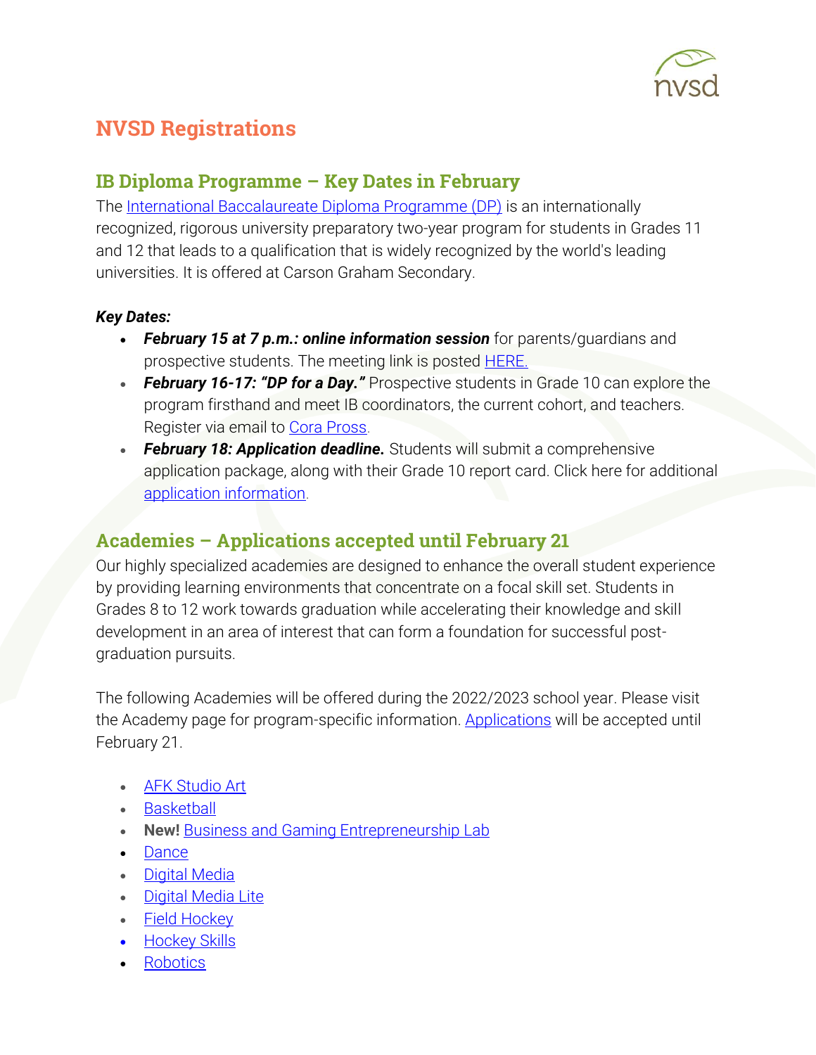# NVSD Registrations

## IB Diploma Programme – Key Dates in February

The International Baccalaureate Diploma Programme (DP) is an internationally recognized, rigorous university preparatory two-year program for students in Grades 11 and 12 that leads to a qualification that is widely recognized by the world's leading universities. It is offered at Carson Graham Secondary.

***Key Dates:***

- ***February 15 at 7 p.m.: online information session*** for parents/guardians and prospective students. The meeting link is posted HERE.
- ***February 16-17: "DP for a Day."*** Prospective students in Grade 10 can explore the program firsthand and meet IB coordinators, the current cohort, and teachers. Register via email to Cora Pross.
- ***February 18: Application deadline.*** Students will submit a comprehensive application package, along with their Grade 10 report card. Click here for additional application information.

## Academies – Applications accepted until February 21

Our highly specialized academies are designed to enhance the overall student experience by providing learning environments that concentrate on a focal skill set. Students in Grades 8 to 12 work towards graduation while accelerating their knowledge and skill development in an area of interest that can form a foundation for successful post-graduation pursuits.

The following Academies will be offered during the 2022/2023 school year. Please visit the Academy page for program-specific information. Applications will be accepted until February 21.

- AFK Studio Art
- Basketball
- **New!** Business and Gaming Entrepreneurship Lab
- Dance
- Digital Media
- Digital Media Lite
- Field Hockey
- Hockey Skills
- Robotics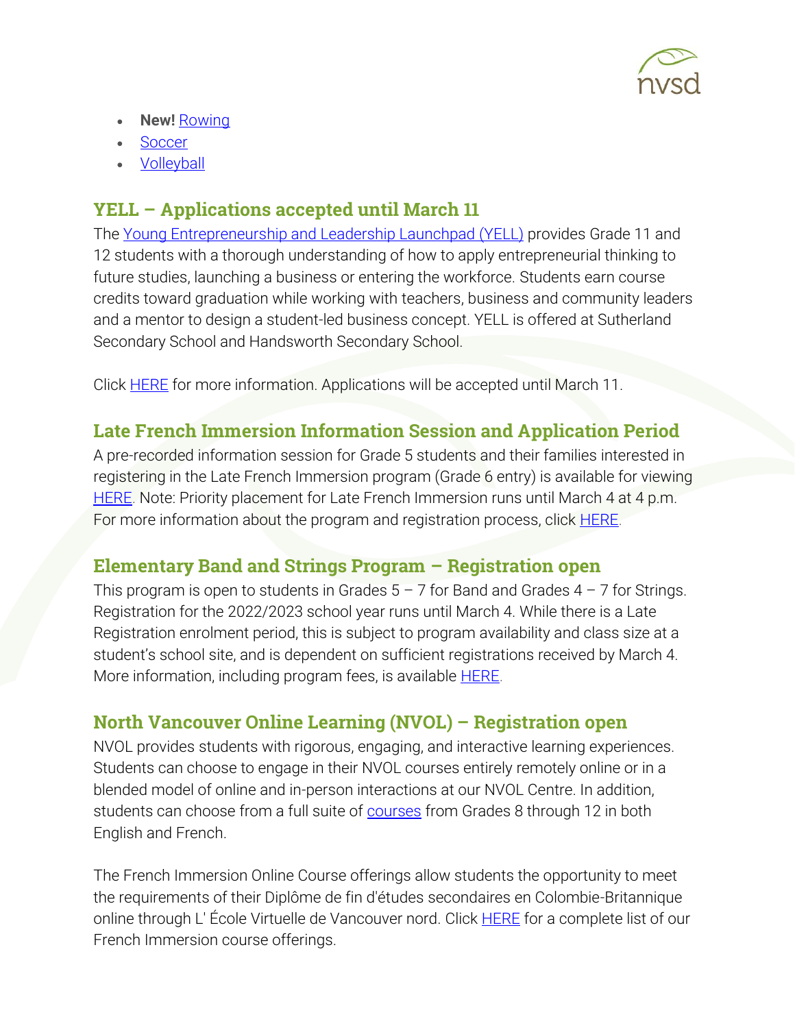- **New!** Rowing
- Soccer
- Volleyball

## YELL – Applications accepted until March 11

The Young Entrepreneurship and Leadership Launchpad (YELL) provides Grade 11 and 12 students with a thorough understanding of how to apply entrepreneurial thinking to future studies, launching a business or entering the workforce. Students earn course credits toward graduation while working with teachers, business and community leaders and a mentor to design a student-led business concept. YELL is offered at Sutherland Secondary School and Handsworth Secondary School.

Click HERE for more information. Applications will be accepted until March 11.

## Late French Immersion Information Session and Application Period

A pre-recorded information session for Grade 5 students and their families interested in registering in the Late French Immersion program (Grade 6 entry) is available for viewing HERE. Note: Priority placement for Late French Immersion runs until March 4 at 4 p.m. For more information about the program and registration process, click HERE.

## Elementary Band and Strings Program – Registration open

This program is open to students in Grades 5 – 7 for Band and Grades 4 – 7 for Strings. Registration for the 2022/2023 school year runs until March 4. While there is a Late Registration enrolment period, this is subject to program availability and class size at a student's school site, and is dependent on sufficient registrations received by March 4. More information, including program fees, is available HERE.

## North Vancouver Online Learning (NVOL) – Registration open

NVOL provides students with rigorous, engaging, and interactive learning experiences. Students can choose to engage in their NVOL courses entirely remotely online or in a blended model of online and in-person interactions at our NVOL Centre. In addition, students can choose from a full suite of courses from Grades 8 through 12 in both English and French.

The French Immersion Online Course offerings allow students the opportunity to meet the requirements of their Diplôme de fin d'études secondaires en Colombie-Britannique online through L' École Virtuelle de Vancouver nord. Click HERE for a complete list of our French Immersion course offerings.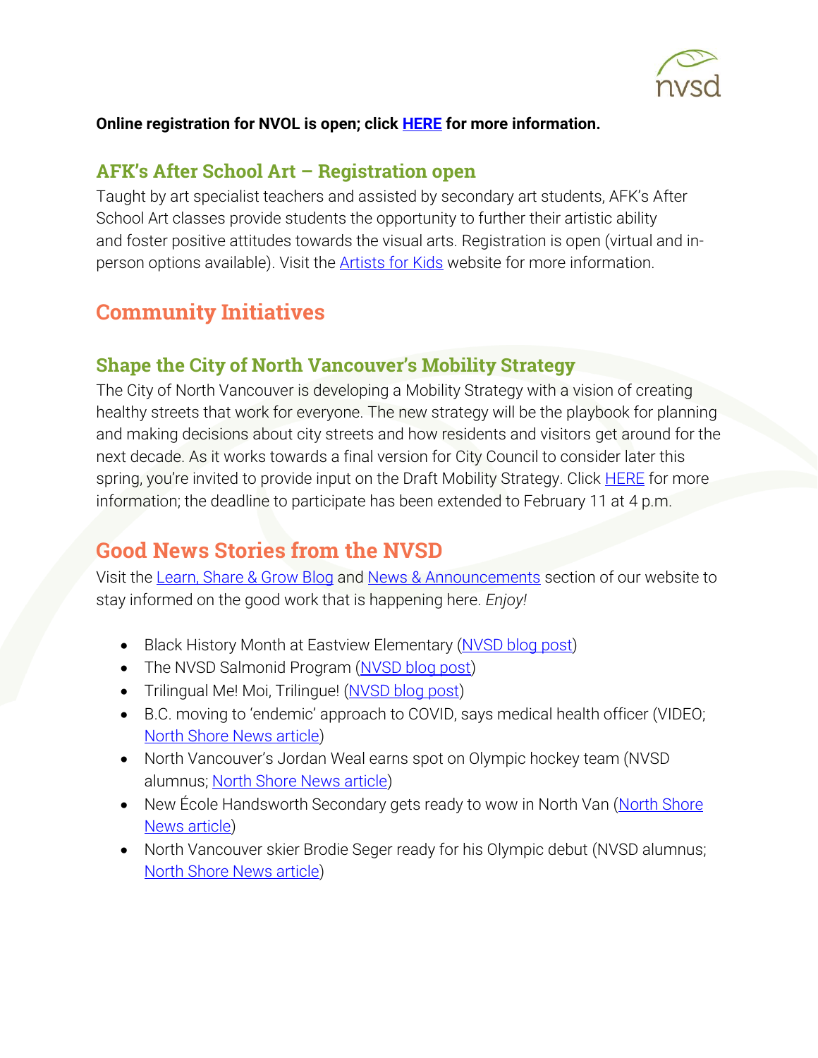**Online registration for NVOL is open; click HERE for more information.**

### AFK's After School Art – Registration open

Taught by art specialist teachers and assisted by secondary art students, AFK's After School Art classes provide students the opportunity to further their artistic ability and foster positive attitudes towards the visual arts. Registration is open (virtual and in-person options available). Visit the Artists for Kids website for more information.

## Community Initiatives

### Shape the City of North Vancouver's Mobility Strategy

The City of North Vancouver is developing a Mobility Strategy with a vision of creating healthy streets that work for everyone. The new strategy will be the playbook for planning and making decisions about city streets and how residents and visitors get around for the next decade. As it works towards a final version for City Council to consider later this spring, you're invited to provide input on the Draft Mobility Strategy. Click HERE for more information; the deadline to participate has been extended to February 11 at 4 p.m.

## Good News Stories from the NVSD

Visit the Learn, Share & Grow Blog and News & Announcements section of our website to stay informed on the good work that is happening here. *Enjoy!*

- Black History Month at Eastview Elementary (NVSD blog post)
- The NVSD Salmonid Program (NVSD blog post)
- Trilingual Me! Moi, Trilingue! (NVSD blog post)
- B.C. moving to 'endemic' approach to COVID, says medical health officer (VIDEO; North Shore News article)
- North Vancouver's Jordan Weal earns spot on Olympic hockey team (NVSD alumnus; North Shore News article)
- New École Handsworth Secondary gets ready to wow in North Van (North Shore News article)
- North Vancouver skier Brodie Seger ready for his Olympic debut (NVSD alumnus; North Shore News article)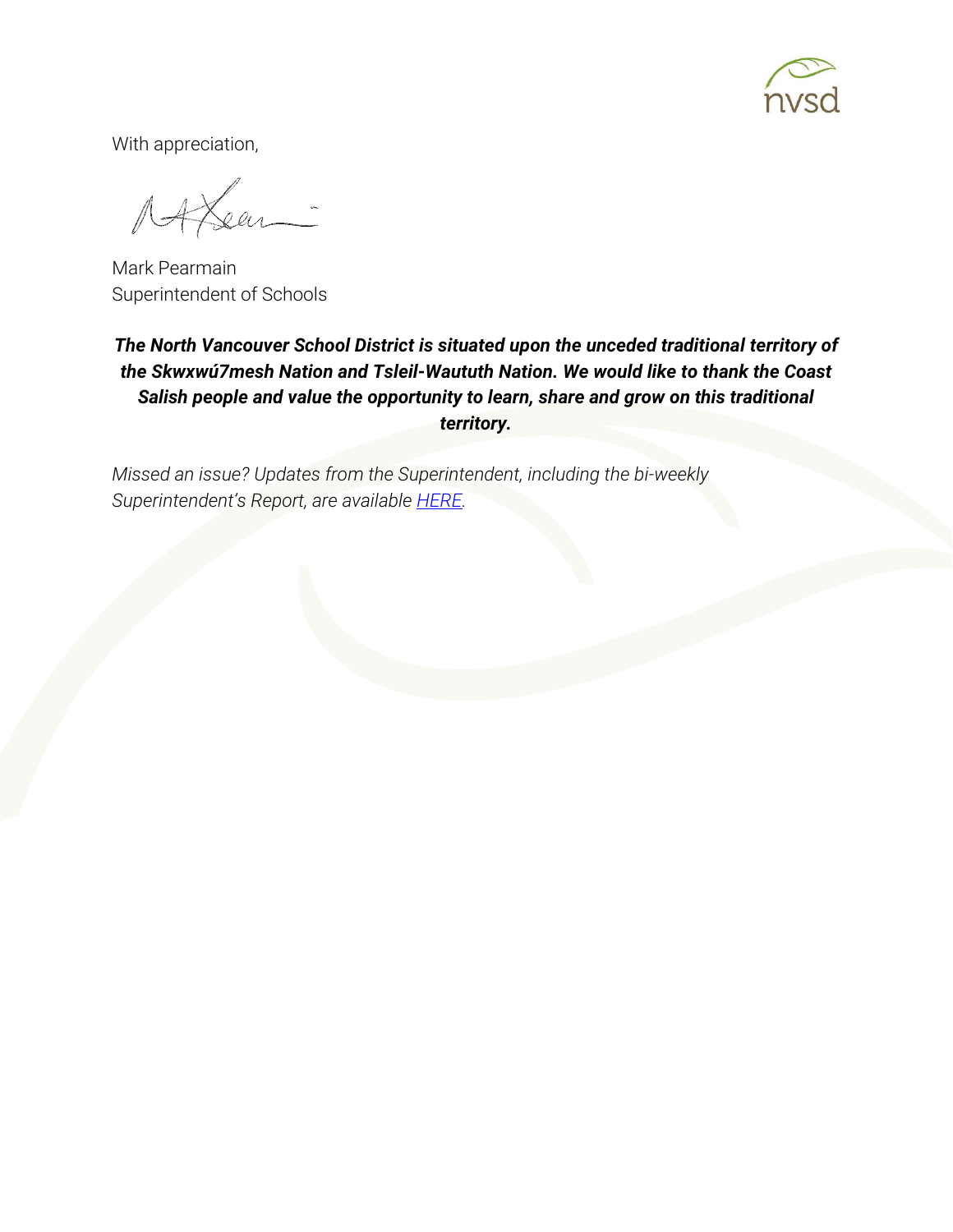With appreciation,

Mark Pearmain
Superintendent of Schools

***The North Vancouver School District is situated upon the unceded traditional territory of the Skwxwú7mesh Nation and Tsleil-Waututh Nation. We would like to thank the Coast Salish people and value the opportunity to learn, share and grow on this traditional territory.***

*Missed an issue? Updates from the Superintendent, including the bi-weekly Superintendent's Report, are available HERE.*